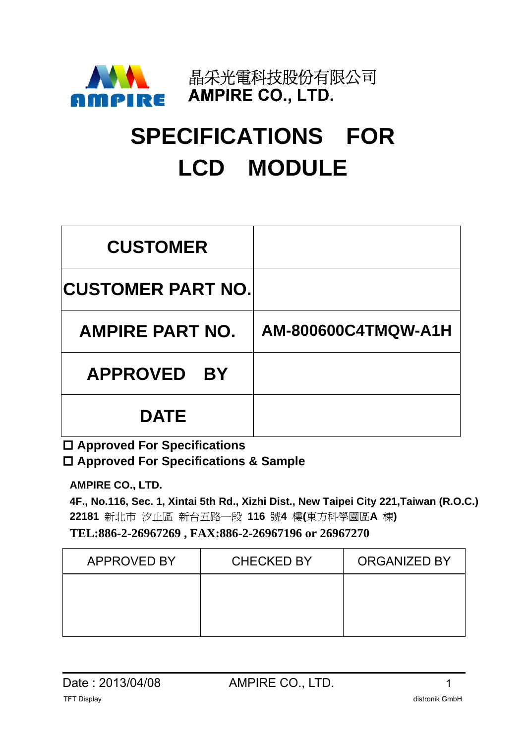晶采光電科技股份有限公司
**AMPIRE CO., LTD.**

# SPECIFICATIONS FOR LCD MODULE

| CUSTOMER | |
|---|---|
| CUSTOMER PART NO. | |
| AMPIRE PART NO. | AM-800600C4TMQW-A1H |
| APPROVED BY | |
| DATE | |

☐ **Approved For Specifications**
☐ **Approved For Specifications & Sample**

**AMPIRE CO., LTD.**

**4F., No.116, Sec. 1, Xintai 5th Rd., Xizhi Dist., New Taipei City 221,Taiwan (R.O.C.)**
**22181** 新北市 汐止區 新台五路一段 **116** 號**4** 樓**(**東方科學園區**A** 棟**)**
**TEL:886-2-26967269 , FAX:886-2-26967196 or 26967270**

| APPROVED BY | CHECKED BY | ORGANIZED BY |
|---|---|---|
| | | |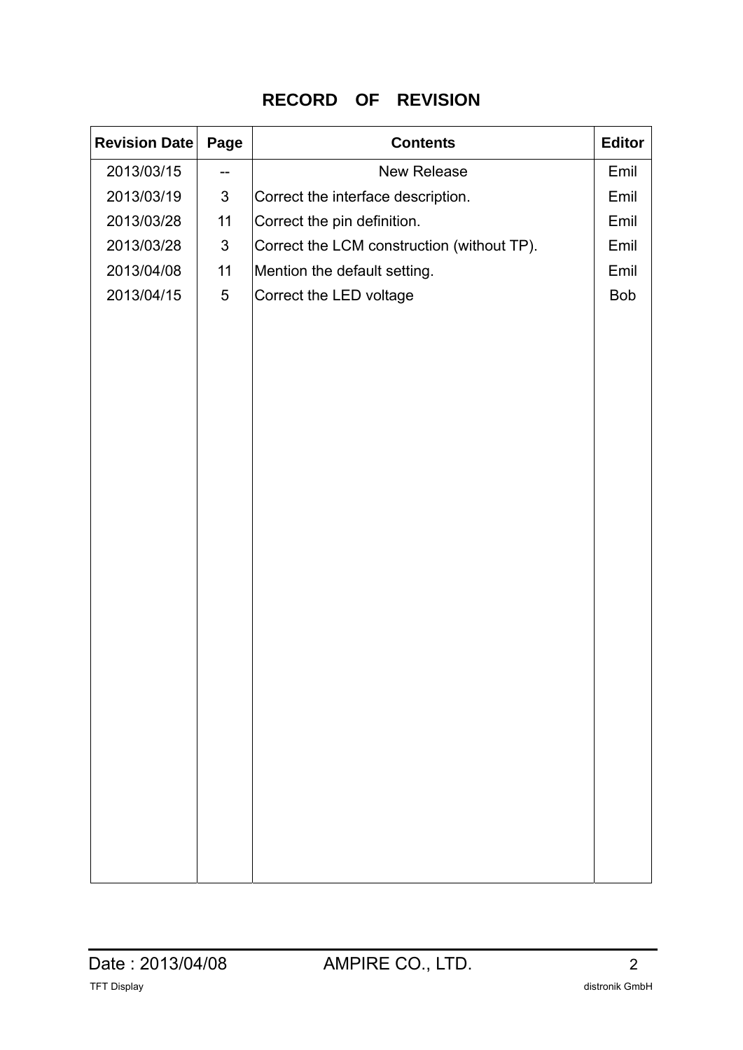# RECORD OF REVISION

| Revision Date | Page | Contents | Editor |
|---|---|---|---|
| 2013/03/15 | -- | New Release | Emil |
| 2013/03/19 | 3 | Correct the interface description. | Emil |
| 2013/03/28 | 11 | Correct the pin definition. | Emil |
| 2013/03/28 | 3 | Correct the LCM construction (without TP). | Emil |
| 2013/04/08 | 11 | Mention the default setting. | Emil |
| 2013/04/15 | 5 | Correct the LED voltage | Bob |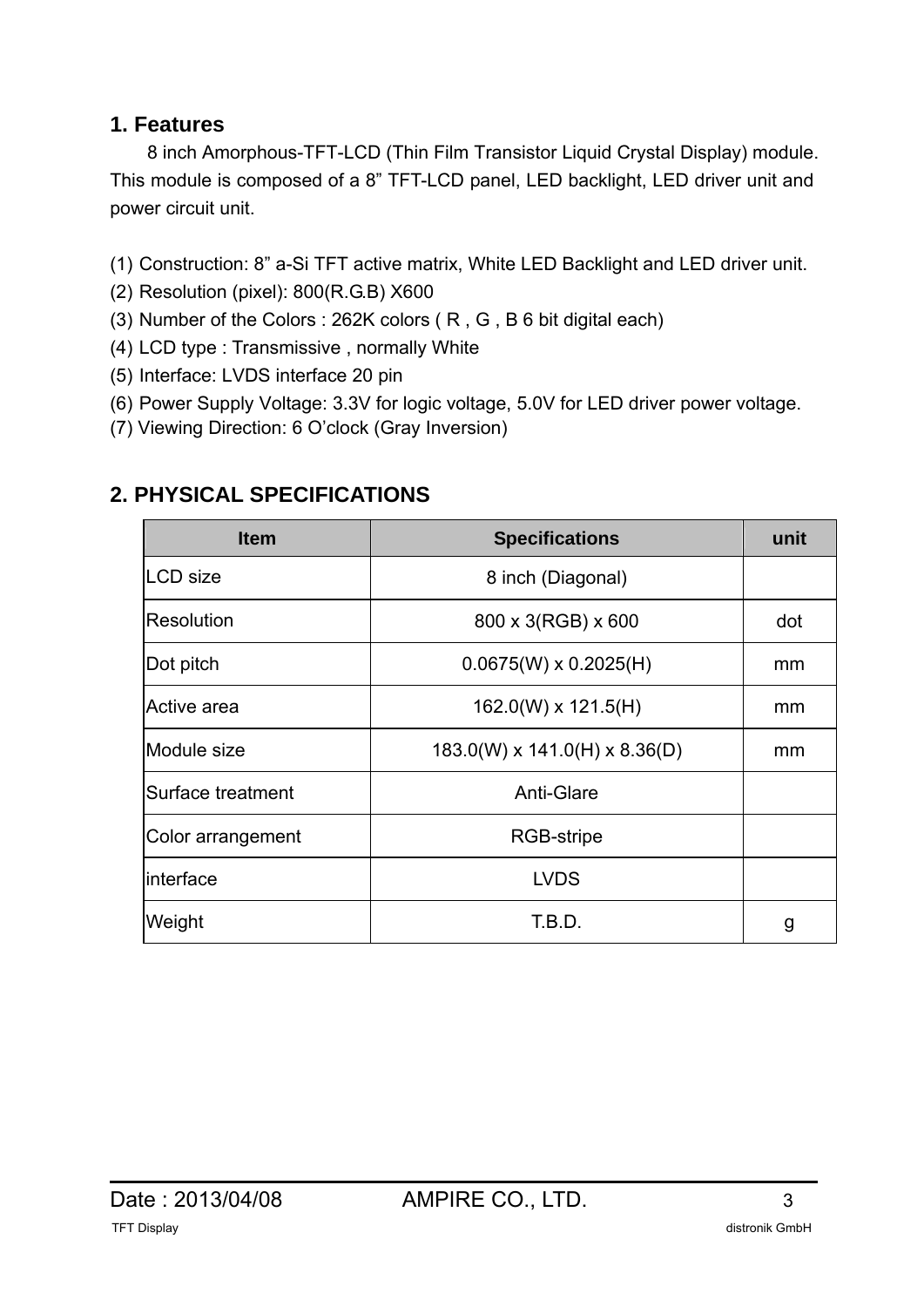## 1. Features

8 inch Amorphous-TFT-LCD (Thin Film Transistor Liquid Crystal Display) module. This module is composed of a 8" TFT-LCD panel, LED backlight, LED driver unit and power circuit unit.

(1) Construction: 8" a-Si TFT active matrix, White LED Backlight and LED driver unit.
(2) Resolution (pixel): 800(R.G.B) X600
(3) Number of the Colors : 262K colors ( R , G , B 6 bit digital each)
(4) LCD type : Transmissive , normally White
(5) Interface: LVDS interface 20 pin
(6) Power Supply Voltage: 3.3V for logic voltage, 5.0V for LED driver power voltage.
(7) Viewing Direction: 6 O'clock (Gray Inversion)

## 2. PHYSICAL SPECIFICATIONS

| Item | Specifications | unit |
|---|---|---|
| LCD size | 8 inch (Diagonal) | |
| Resolution | 800 x 3(RGB) x 600 | dot |
| Dot pitch | 0.0675(W) x 0.2025(H) | mm |
| Active area | 162.0(W) x 121.5(H) | mm |
| Module size | 183.0(W) x 141.0(H) x 8.36(D) | mm |
| Surface treatment | Anti-Glare | |
| Color arrangement | RGB-stripe | |
| interface | LVDS | |
| Weight | T.B.D. | g |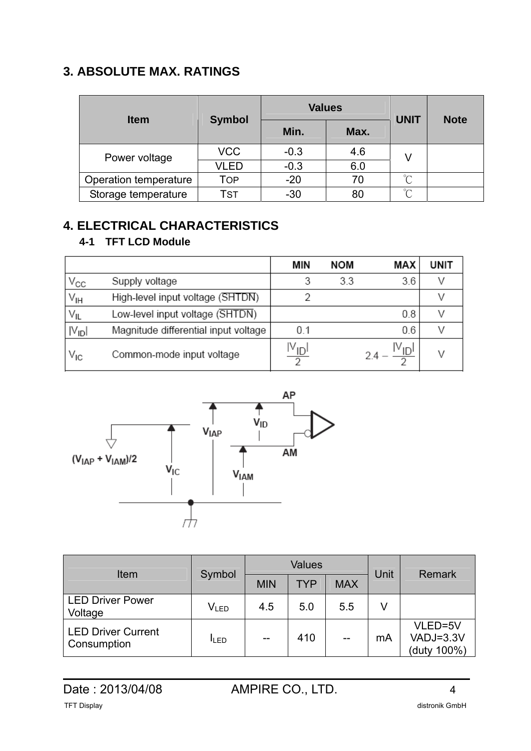## 3. ABSOLUTE MAX. RATINGS

| Item | Symbol | Values | | UNIT | Note |
|---|---|---|---|---|---|
| | | Min. | Max. | | |
| Power voltage | VCC | -0.3 | 4.6 | V | |
| | VLED | -0.3 | 6.0 | | |
| Operation temperature | TOP | -20 | 70 | ℃ | |
| Storage temperature | TST | -30 | 80 | ℃ | |

## 4. ELECTRICAL CHARACTERISTICS

### 4-1 TFT LCD Module

| | | MIN | NOM | MAX | UNIT |
|---|---|---|---|---|---|
| $V_{CC}$ | Supply voltage | 3 | 3.3 | 3.6 | V |
| $V_{IH}$ | High-level input voltage ($\overline{SHTDN}$) | 2 | | | V |
| $V_{IL}$ | Low-level input voltage ($\overline{SHTDN}$) | | | 0.8 | V |
| $\|V_{ID}\|$ | Magnitude differential input voltage | 0.1 | | 0.6 | V |
| $V_{IC}$ | Common-mode input voltage | $\frac{\|V_{ID}\|}{2}$ | | $2.4 - \frac{\|V_{ID}\|}{2}$ | V |

AP

$V_{ID}$

$V_{IAP}$

AM

$(V_{IAP} + V_{IAM})/2$

$V_{IC}$

$V_{IAM}$

| Item | Symbol | Values | | | Unit | Remark |
|---|---|---|---|---|---|---|
| | | MIN | TYP | MAX | | |
| LED Driver Power Voltage | $V_{LED}$ | 4.5 | 5.0 | 5.5 | V | |
| LED Driver Current Consumption | $I_{LED}$ | -- | 410 | -- | mA | VLED=5V VADJ=3.3V (duty 100%) |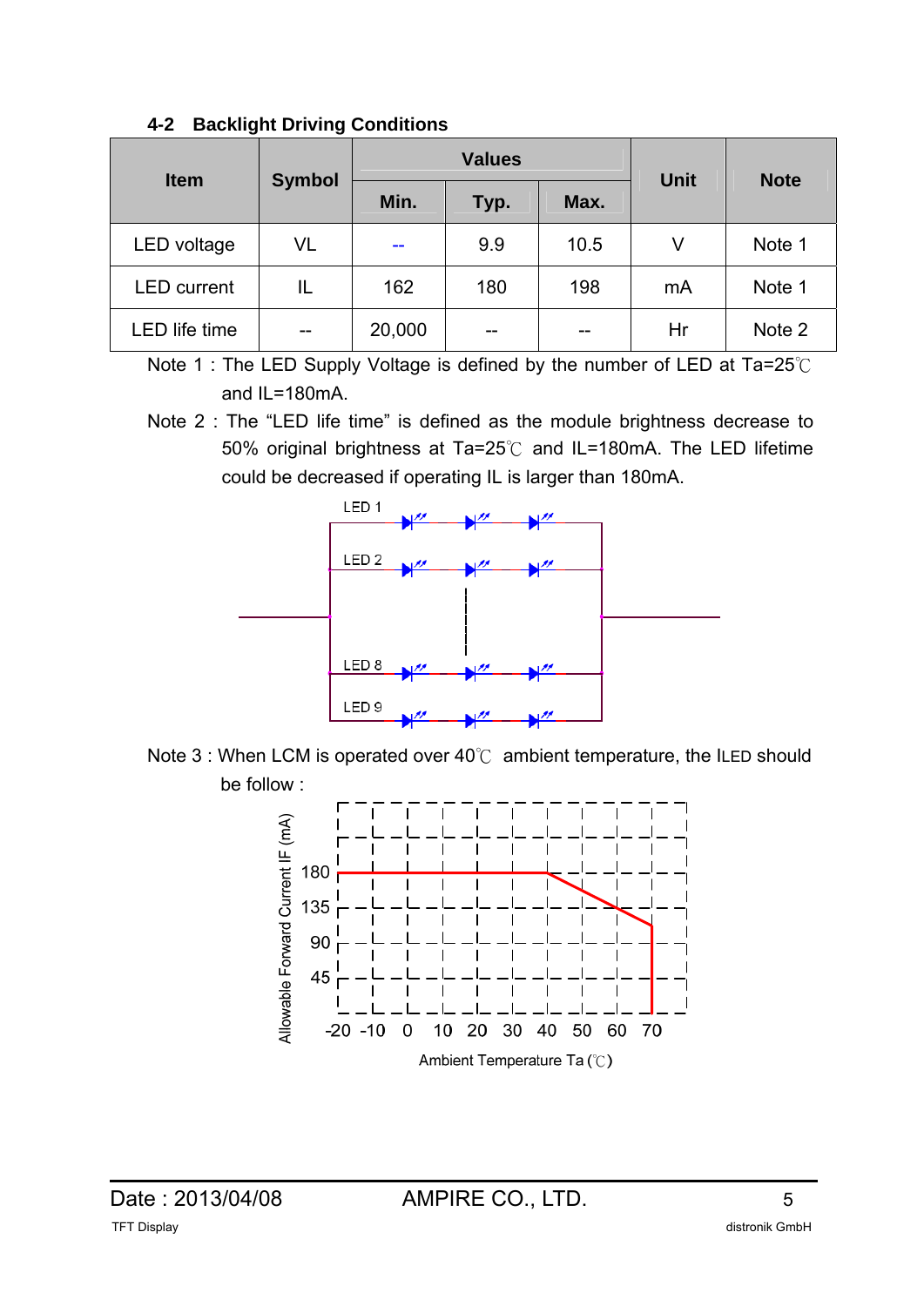## 4-2 Backlight Driving Conditions

| Item | Symbol | Values | | | Unit | Note |
|---|---|---|---|---|---|---|
| | | Min. | Typ. | Max. | | |
| LED voltage | VL | -- | 9.9 | 10.5 | V | Note 1 |
| LED current | IL | 162 | 180 | 198 | mA | Note 1 |
| LED life time | -- | 20,000 | -- | -- | Hr | Note 2 |

Note 1 : The LED Supply Voltage is defined by the number of LED at Ta=25℃ and IL=180mA.

Note 2 : The “LED life time” is defined as the module brightness decrease to 50% original brightness at Ta=25℃ and IL=180mA. The LED lifetime could be decreased if operating IL is larger than 180mA.

LED 1

LED 2

LED 8

LED 9

Note 3 : When LCM is operated over 40℃ ambient temperature, the ILED should be follow :

Allowable Forward Current IF (mA)

180
135
90
45

-20 -10 0 10 20 30 40 50 60 70

Ambient Temperature Ta (℃)

Date : 2013/04/08 AMPIRE CO., LTD.

TFT Display distronik GmbH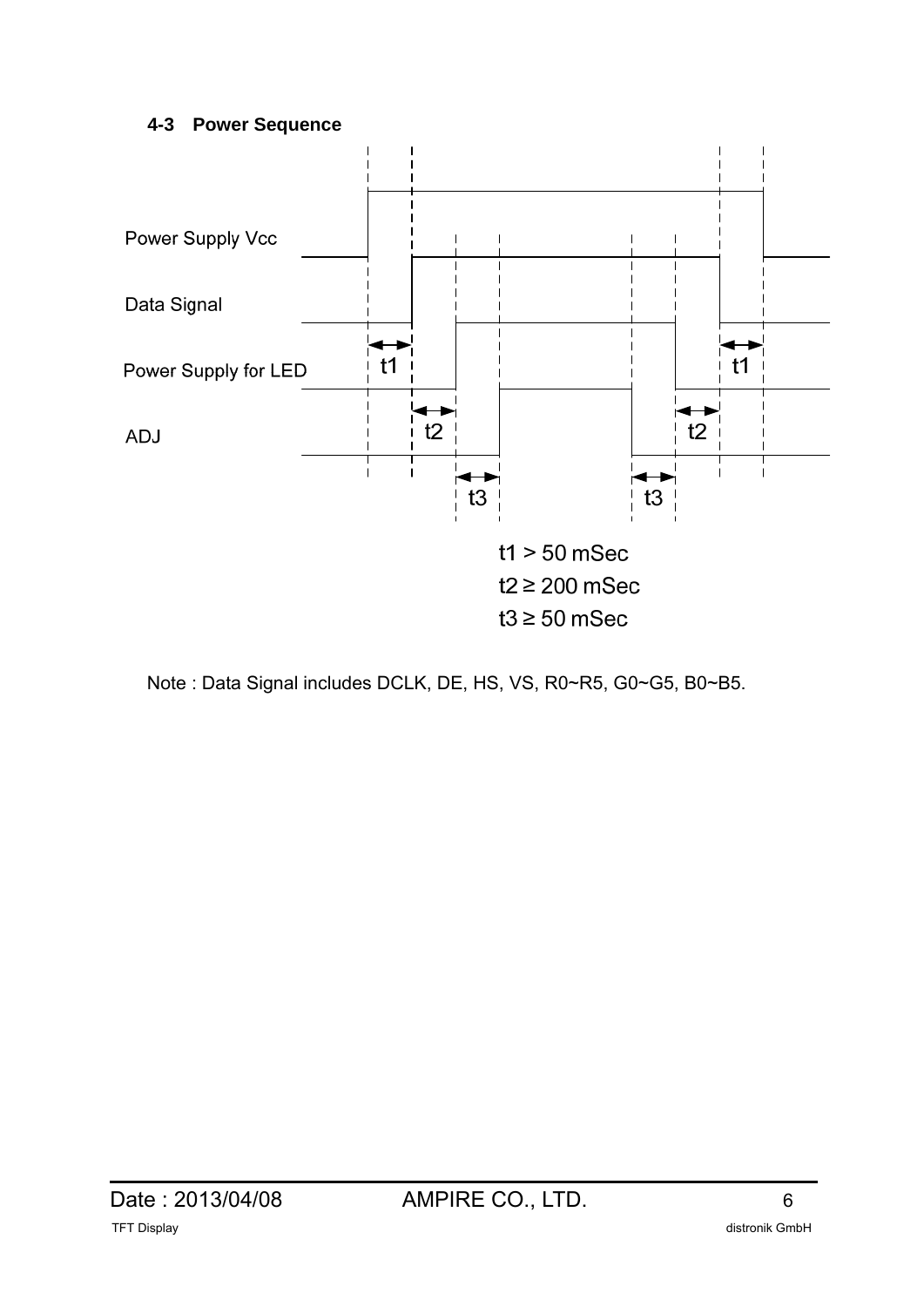### 4-3 Power Sequence

Power Supply Vcc

Data Signal

Power Supply for LED

ADJ

t1 > 50 mSec

t2 ≥ 200 mSec

t3 ≥ 50 mSec

Note : Data Signal includes DCLK, DE, HS, VS, R0~R5, G0~G5, B0~B5.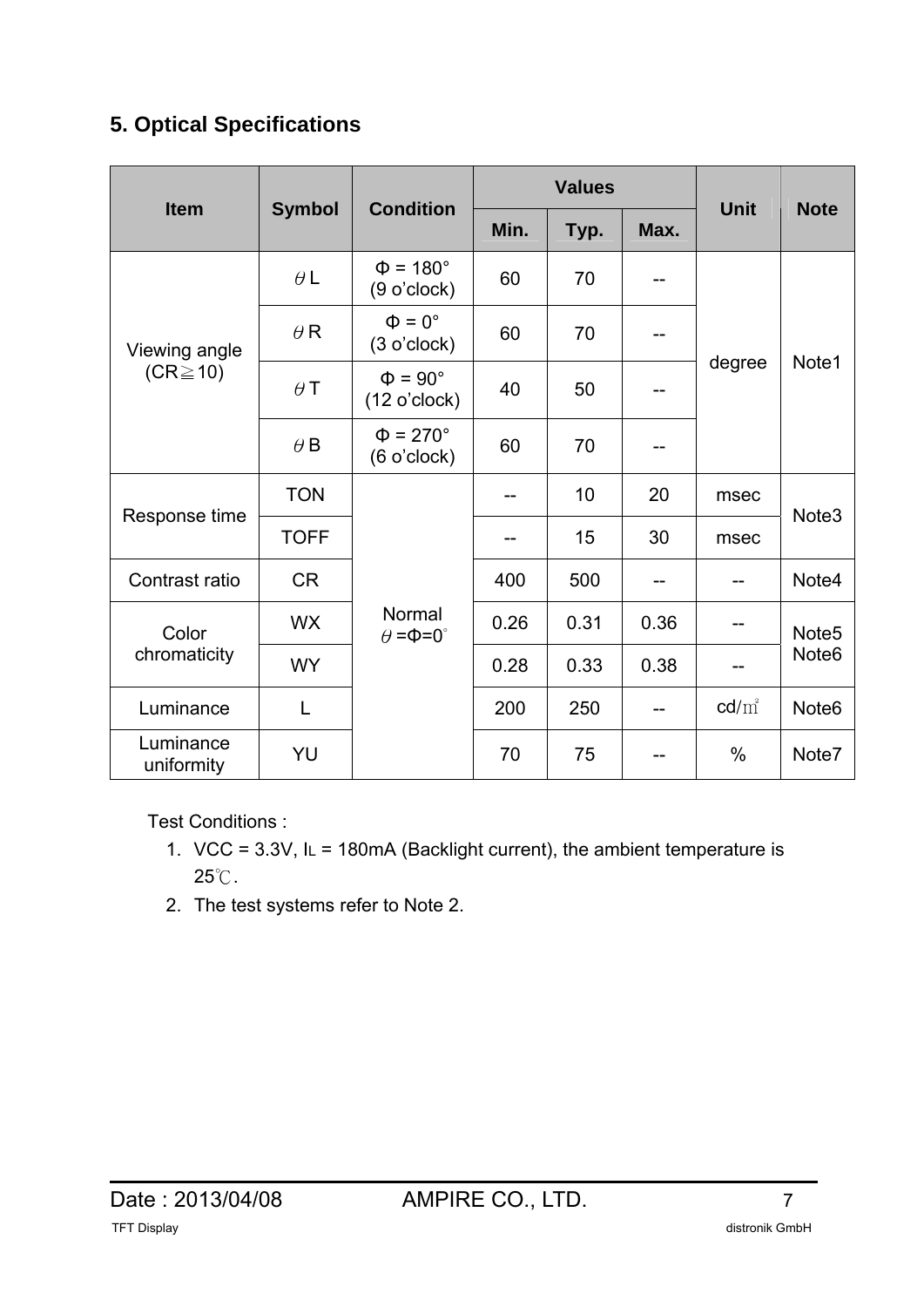## 5. Optical Specifications

| Item | Symbol | Condition | Values | | | Unit | Note |
|---|---|---|---|---|---|---|---|
| | | | Min. | Typ. | Max. | | |
| Viewing angle (CR≧10) | θL | Φ = 180° (9 o'clock) | 60 | 70 | -- | degree | Note1 |
| | θR | Φ = 0° (3 o'clock) | 60 | 70 | -- | | |
| | θT | Φ = 90° (12 o'clock) | 40 | 50 | -- | | |
| | θB | Φ = 270° (6 o'clock) | 60 | 70 | -- | | |
| Response time | TON | Normal θ=Φ=0° | -- | 10 | 20 | msec | Note3 |
| | TOFF | | -- | 15 | 30 | msec | |
| Contrast ratio | CR | | 400 | 500 | -- | -- | Note4 |
| Color chromaticity | WX | | 0.26 | 0.31 | 0.36 | -- | Note5 Note6 |
| | WY | | 0.28 | 0.33 | 0.38 | -- | |
| Luminance | L | | 200 | 250 | -- | cd/㎡ | Note6 |
| Luminance uniformity | YU | | 70 | 75 | -- | % | Note7 |

Test Conditions :

1. VCC = 3.3V, $I_L$ = 180mA (Backlight current), the ambient temperature is 25℃.
2. The test systems refer to Note 2.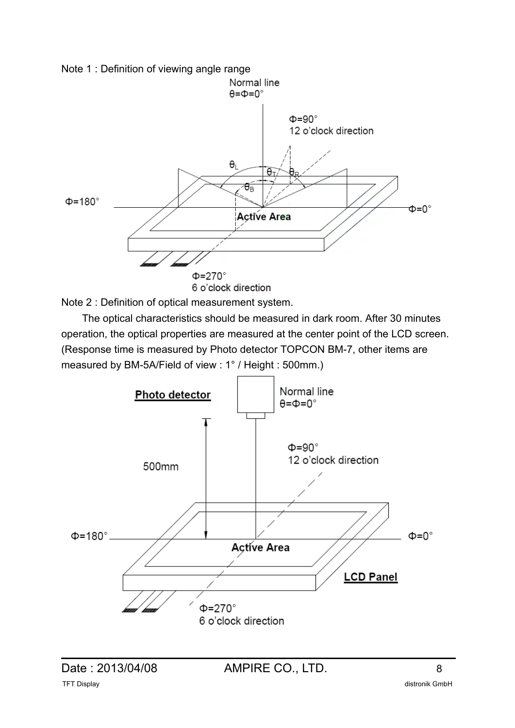Note 1 : Definition of viewing angle range

Note 2 : Definition of optical measurement system.

The optical characteristics should be measured in dark room. After 30 minutes operation, the optical properties are measured at the center point of the LCD screen. (Response time is measured by Photo detector TOPCON BM-7, other items are measured by BM-5A/Field of view : 1° / Height : 500mm.)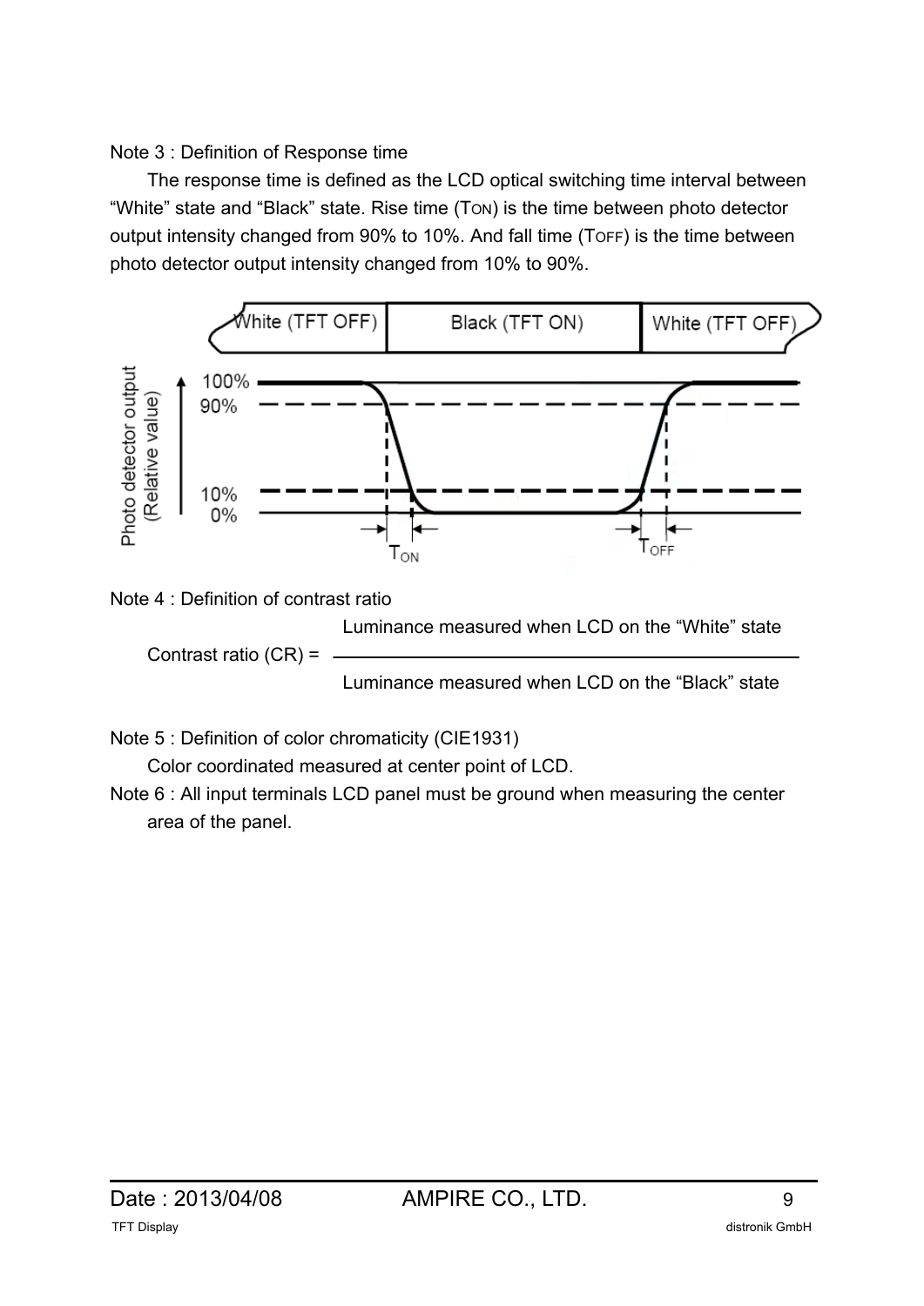Note 3 : Definition of Response time

The response time is defined as the LCD optical switching time interval between "White" state and "Black" state. Rise time ($T_{ON}$) is the time between photo detector output intensity changed from 90% to 10%. And fall time ($T_{OFF}$) is the time between photo detector output intensity changed from 10% to 90%.

Note 4 : Definition of contrast ratio

$$\text{Contrast ratio (CR)} = \frac{\text{Luminance measured when LCD on the "White" state}}{\text{Luminance measured when LCD on the "Black" state}}$$

Note 5 : Definition of color chromaticity (CIE1931)

Color coordinated measured at center point of LCD.

Note 6 : All input terminals LCD panel must be ground when measuring the center area of the panel.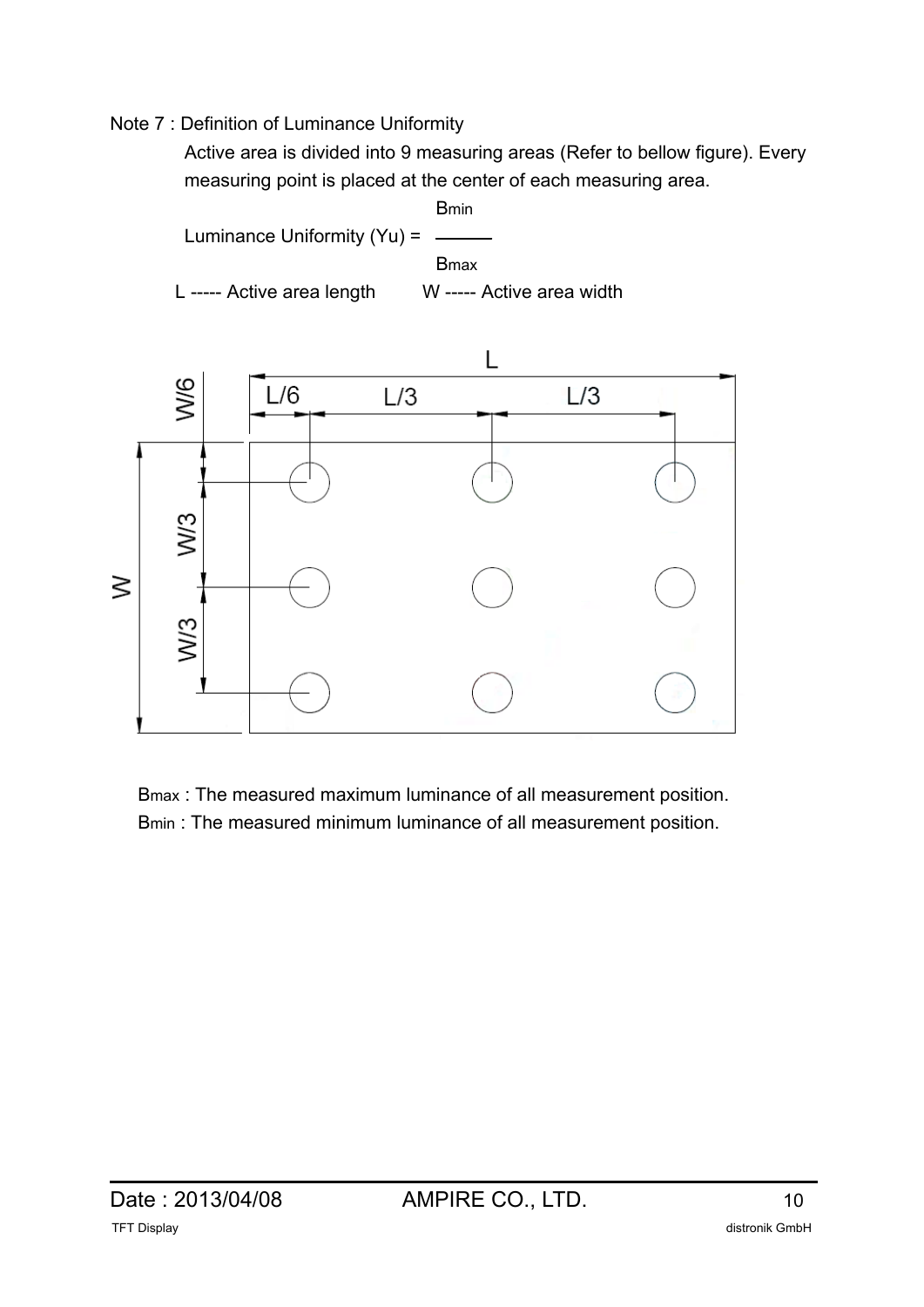Note 7 : Definition of Luminance Uniformity

Active area is divided into 9 measuring areas (Refer to bellow figure). Every measuring point is placed at the center of each measuring area.

$$\text{Luminance Uniformity (Yu)} = \frac{B_{min}}{B_{max}}$$

L ----- Active area length W ----- Active area width

$B_{max}$ : The measured maximum luminance of all measurement position.

$B_{min}$ : The measured minimum luminance of all measurement position.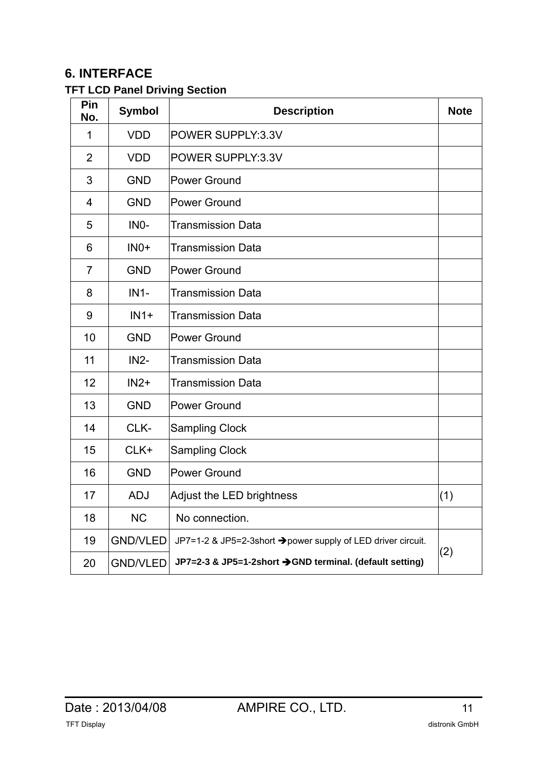## 6. INTERFACE

### TFT LCD Panel Driving Section

| Pin No. | Symbol | Description | Note |
|---|---|---|---|
| 1 | VDD | POWER SUPPLY:3.3V | |
| 2 | VDD | POWER SUPPLY:3.3V | |
| 3 | GND | Power Ground | |
| 4 | GND | Power Ground | |
| 5 | IN0- | Transmission Data | |
| 6 | IN0+ | Transmission Data | |
| 7 | GND | Power Ground | |
| 8 | IN1- | Transmission Data | |
| 9 | IN1+ | Transmission Data | |
| 10 | GND | Power Ground | |
| 11 | IN2- | Transmission Data | |
| 12 | IN2+ | Transmission Data | |
| 13 | GND | Power Ground | |
| 14 | CLK- | Sampling Clock | |
| 15 | CLK+ | Sampling Clock | |
| 16 | GND | Power Ground | |
| 17 | ADJ | Adjust the LED brightness | (1) |
| 18 | NC | No connection. | |
| 19 | GND/VLED | JP7=1-2 & JP5=2-3short ➔power supply of LED driver circuit. | (2) |
| 20 | GND/VLED | **JP7=2-3 & JP5=1-2short ➔GND terminal. (default setting)** | |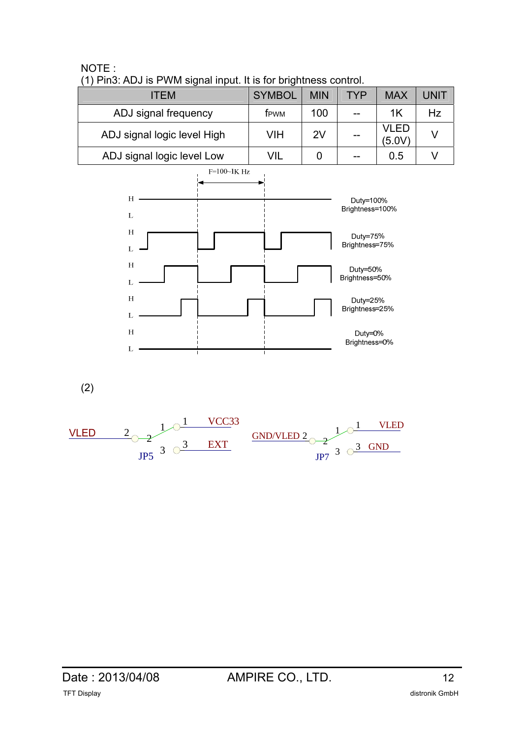NOTE :

(1) Pin3: ADJ is PWM signal input. It is for brightness control.

| ITEM | SYMBOL | MIN | TYP | MAX | UNIT |
|---|---|---|---|---|---|
| ADJ signal frequency | $f_{PWM}$ | 100 | -- | 1K | Hz |
| ADJ signal logic level High | VIH | 2V | -- | VLED (5.0V) | V |
| ADJ signal logic Low | VIL | 0 | -- | 0.5 | V |

F=100~1K Hz

Duty=100% Brightness=100%

Duty=75% Brightness=75%

Duty=50% Brightness=50%

Duty=25% Brightness=25%

Duty=0% Brightness=0%

(2)

VLED — JP5: 1 VCC33, 3 EXT

GND/VLED — JP7: 1 VLED, 3 GND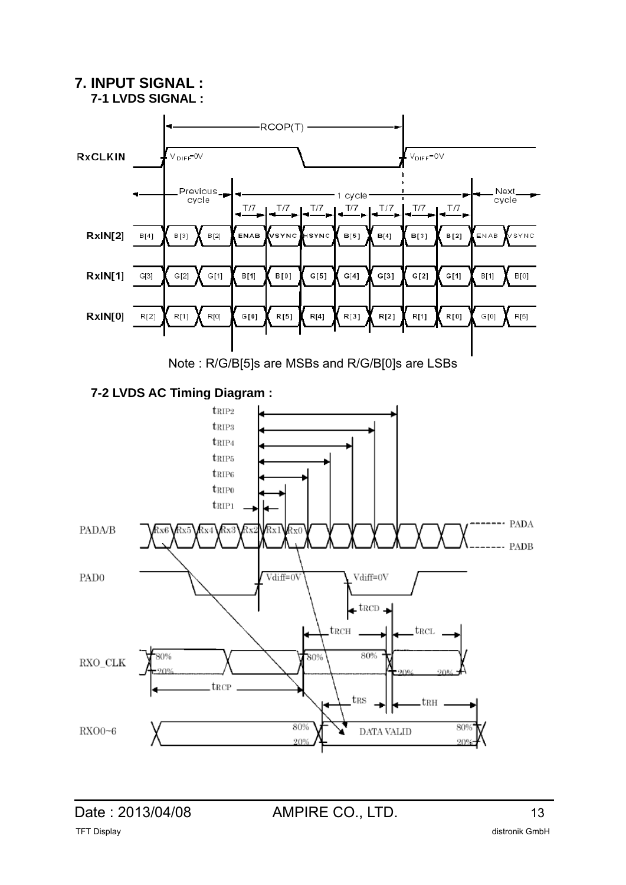# 7. INPUT SIGNAL :

## 7-1 LVDS SIGNAL :

Note : R/G/B[5]s are MSBs and R/G/B[0]s are LSBs

## 7-2 LVDS AC Timing Diagram :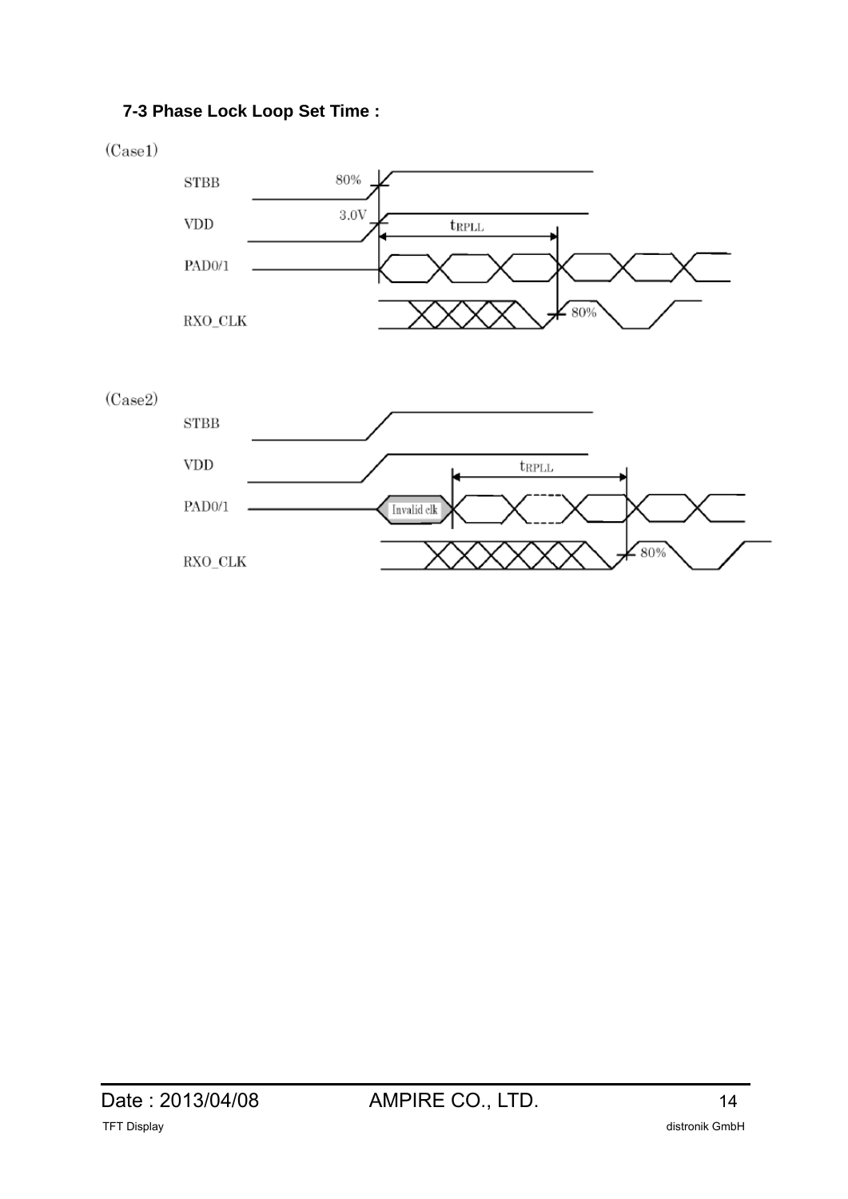### 7-3 Phase Lock Loop Set Time :

(Case1)

STBB 80%

VDD 3.0V $t_{RPLL}$

PAD0/1

RXO_CLK 80%

(Case2)

STBB

VDD $t_{RPLL}$

PAD0/1 Invalid clk

RXO_CLK 80%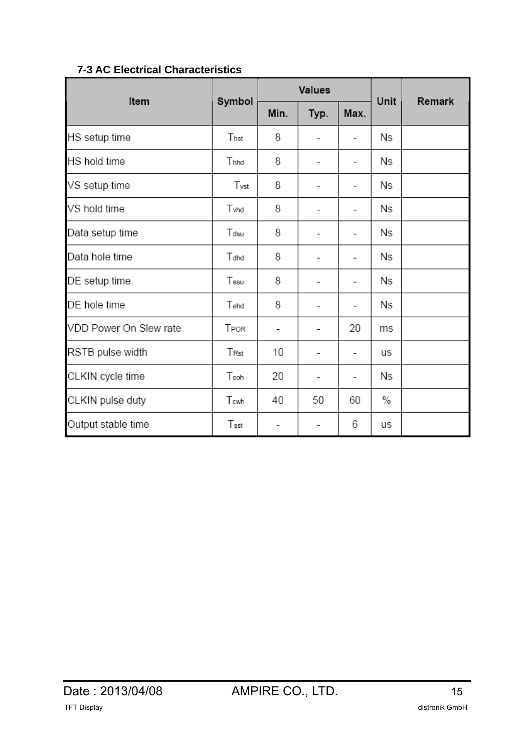### 7-3 AC Electrical Characteristics

| Item | Symbol | Values | | | Unit | Remark |
|---|---|---|---|---|---|---|
| | | Min. | Typ. | Max. | | |
| HS setup time | $T_{hst}$ | 8 | - | - | Ns | |
| HS hold time | $T_{hhd}$ | 8 | - | - | Ns | |
| VS setup time | $T_{vst}$ | 8 | - | - | Ns | |
| VS hold time | $T_{vhd}$ | 8 | - | - | Ns | |
| Data setup time | $T_{dsu}$ | 8 | - | - | Ns | |
| Data hole time | $T_{dhd}$ | 8 | - | - | Ns | |
| DE setup time | $T_{esu}$ | 8 | - | - | Ns | |
| DE hole time | $T_{ehd}$ | 8 | - | - | Ns | |
| VDD Power On Slew rate | $T_{POR}$ | - | - | 20 | ms | |
| RSTB pulse width | $T_{Rst}$ | 10 | - | - | us | |
| CLKIN cycle time | $T_{coh}$ | 20 | - | - | Ns | |
| CLKIN pulse duty | $T_{cwh}$ | 40 | 50 | 60 | % | |
| Output stable time | $T_{sst}$ | - | - | 6 | us | |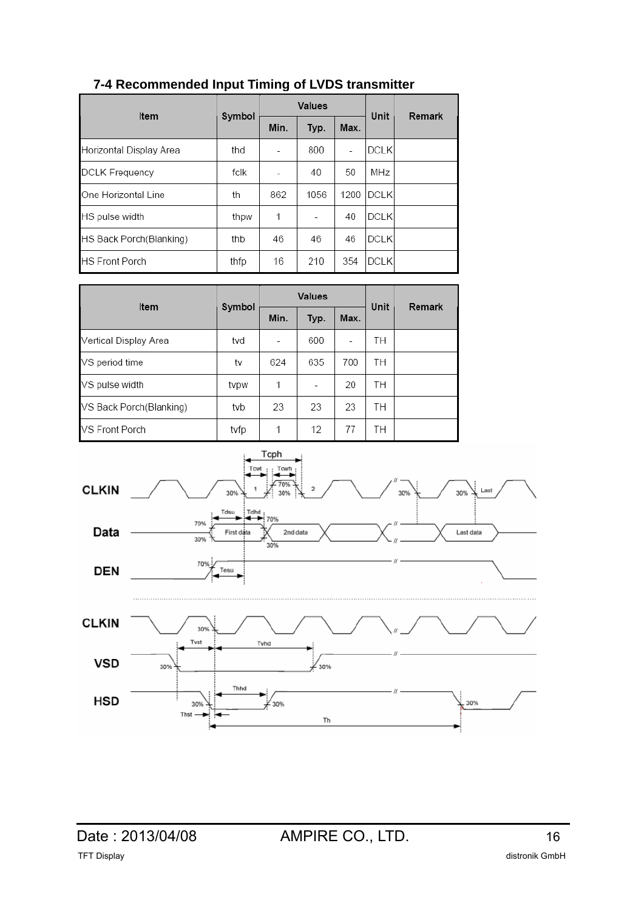## 7-4 Recommended Input Timing of LVDS transmitter

| Item | Symbol | Values | | | Unit | Remark |
|---|---|---|---|---|---|---|
| | | Min. | Typ. | Max. | | |
| Horizontal Display Area | thd | - | 800 | - | DCLK | |
| DCLK Frequency | fclk | - | 40 | 50 | MHz | |
| One Horizontal Line | th | 862 | 1056 | 1200 | DCLK | |
| HS pulse width | thpw | 1 | - | 40 | DCLK | |
| HS Back Porch(Blanking) | thb | 46 | 46 | 46 | DCLK | |
| HS Front Porch | thfp | 16 | 210 | 354 | DCLK | |

| Item | Symbol | Values | | | Unit | Remark |
|---|---|---|---|---|---|---|
| | | Min. | Typ. | Max. | | |
| Vertical Display Area | tvd | - | 600 | - | TH | |
| VS period time | tv | 624 | 635 | 700 | TH | |
| VS pulse width | tvpw | 1 | - | 20 | TH | |
| VS Back Porch(Blanking) | tvb | 23 | 23 | 23 | TH | |
| VS Front Porch | tvfp | 1 | 12 | 77 | TH | |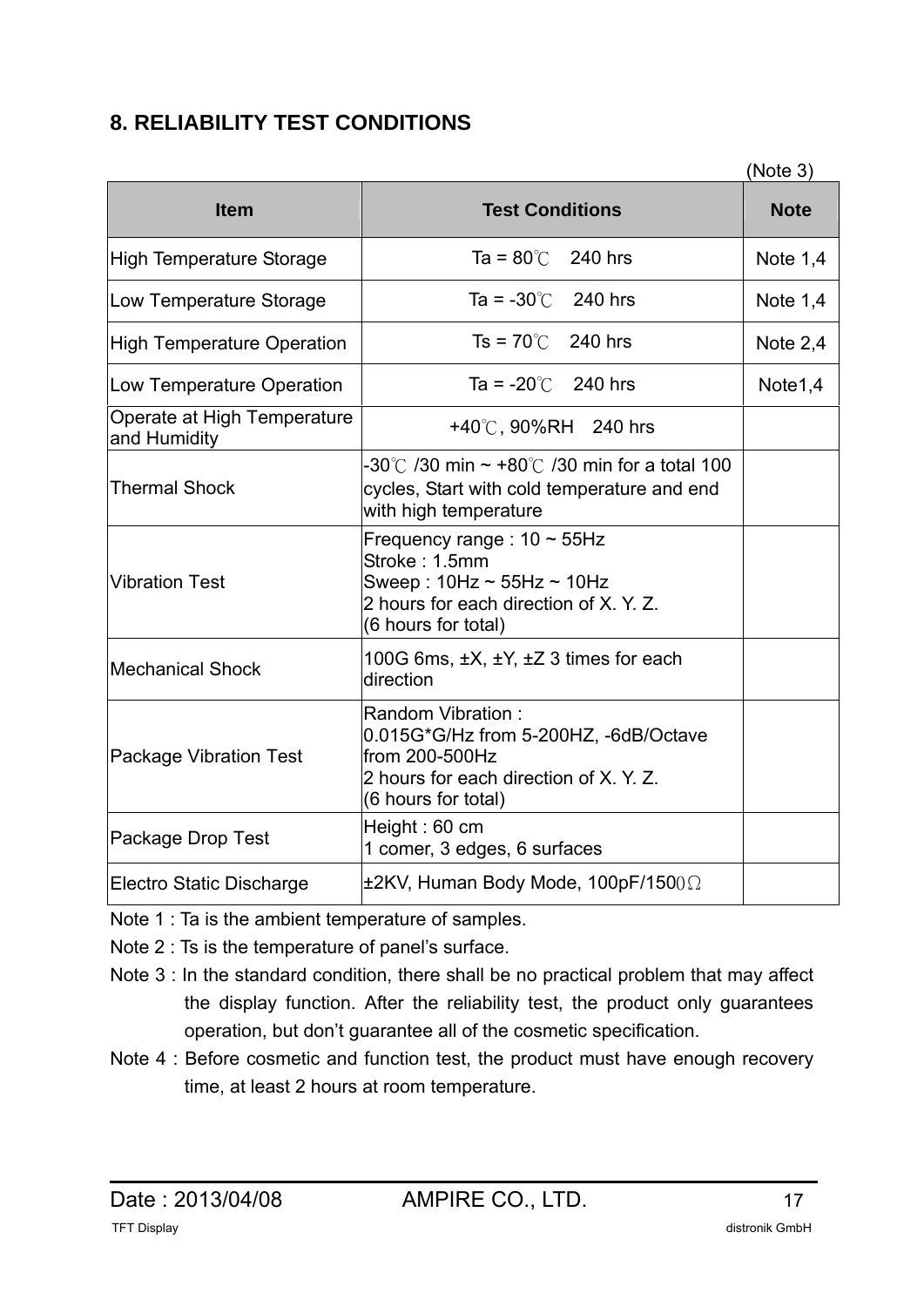## 8. RELIABILITY TEST CONDITIONS

(Note 3)

| Item | Test Conditions | Note |
|---|---|---|
| High Temperature Storage | Ta = 80℃ 240 hrs | Note 1,4 |
| Low Temperature Storage | Ta = -30℃ 240 hrs | Note 1,4 |
| High Temperature Operation | Ts = 70℃ 240 hrs | Note 2,4 |
| Low Temperature Operation | Ta = -20℃ 240 hrs | Note1,4 |
| Operate at High Temperature and Humidity | +40℃, 90%RH 240 hrs | |
| Thermal Shock | -30℃ /30 min ~ +80℃ /30 min for a total 100 cycles, Start with cold temperature and end with high temperature | |
| Vibration Test | Frequency range : 10 ~ 55Hz<br>Stroke : 1.5mm<br>Sweep : 10Hz ~ 55Hz ~ 10Hz<br>2 hours for each direction of X. Y. Z.<br>(6 hours for total) | |
| Mechanical Shock | 100G 6ms, ±X, ±Y, ±Z 3 times for each direction | |
| Package Vibration Test | Random Vibration :<br>0.015G*G/Hz from 5-200HZ, -6dB/Octave from 200-500Hz<br>2 hours for each direction of X. Y. Z.<br>(6 hours for total) | |
| Package Drop Test | Height : 60 cm<br>1 comer, 3 edges, 6 surfaces | |
| Electro Static Discharge | ±2KV, Human Body Mode, 100pF/1500Ω | |

Note 1 : Ta is the ambient temperature of samples.

Note 2 : Ts is the temperature of panel's surface.

Note 3 : In the standard condition, there shall be no practical problem that may affect the display function. After the reliability test, the product only guarantees operation, but don't guarantee all of the cosmetic specification.

Note 4 : Before cosmetic and function test, the product must have enough recovery time, at least 2 hours at room temperature.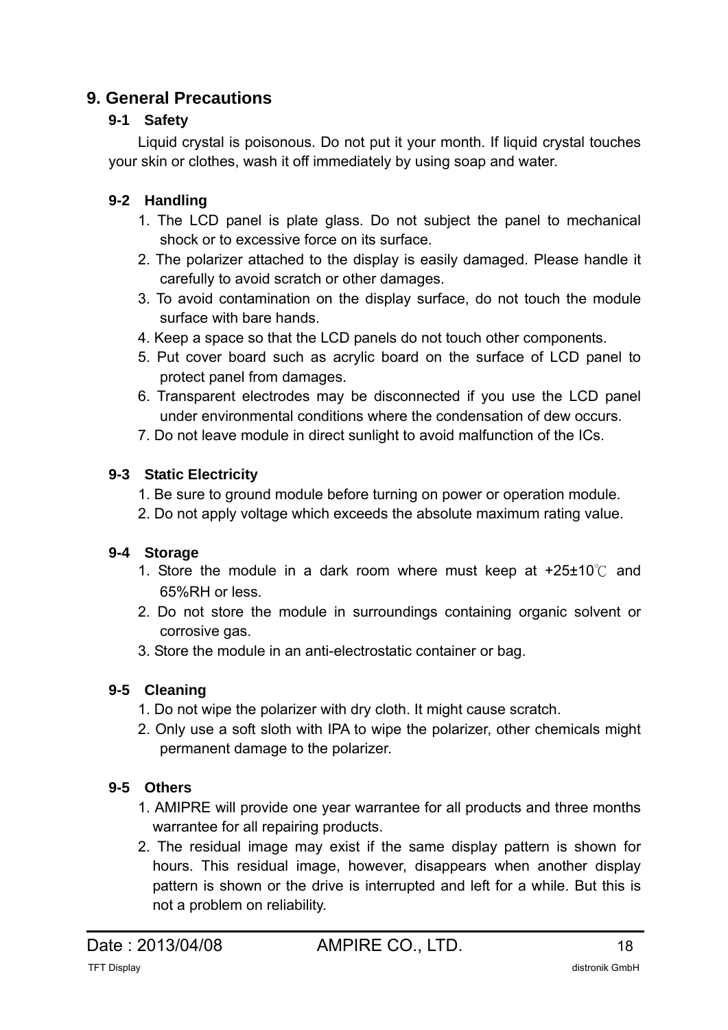## 9. General Precautions

### 9-1 Safety

Liquid crystal is poisonous. Do not put it your month. If liquid crystal touches your skin or clothes, wash it off immediately by using soap and water.

### 9-2 Handling

1. The LCD panel is plate glass. Do not subject the panel to mechanical shock or to excessive force on its surface.
2. The polarizer attached to the display is easily damaged. Please handle it carefully to avoid scratch or other damages.
3. To avoid contamination on the display surface, do not touch the module surface with bare hands.
4. Keep a space so that the LCD panels do not touch other components.
5. Put cover board such as acrylic board on the surface of LCD panel to protect panel from damages.
6. Transparent electrodes may be disconnected if you use the LCD panel under environmental conditions where the condensation of dew occurs.
7. Do not leave module in direct sunlight to avoid malfunction of the ICs.

### 9-3 Static Electricity

1. Be sure to ground module before turning on power or operation module.
2. Do not apply voltage which exceeds the absolute maximum rating value.

### 9-4 Storage

1. Store the module in a dark room where must keep at +25±10℃ and 65%RH or less.
2. Do not store the module in surroundings containing organic solvent or corrosive gas.
3. Store the module in an anti-electrostatic container or bag.

### 9-5 Cleaning

1. Do not wipe the polarizer with dry cloth. It might cause scratch.
2. Only use a soft sloth with IPA to wipe the polarizer, other chemicals might permanent damage to the polarizer.

### 9-5 Others

1. AMIPRE will provide one year warrantee for all products and three months warrantee for all repairing products.
2. The residual image may exist if the same display pattern is shown for hours. This residual image, however, disappears when another display pattern is shown or the drive is interrupted and left for a while. But this is not a problem on reliability.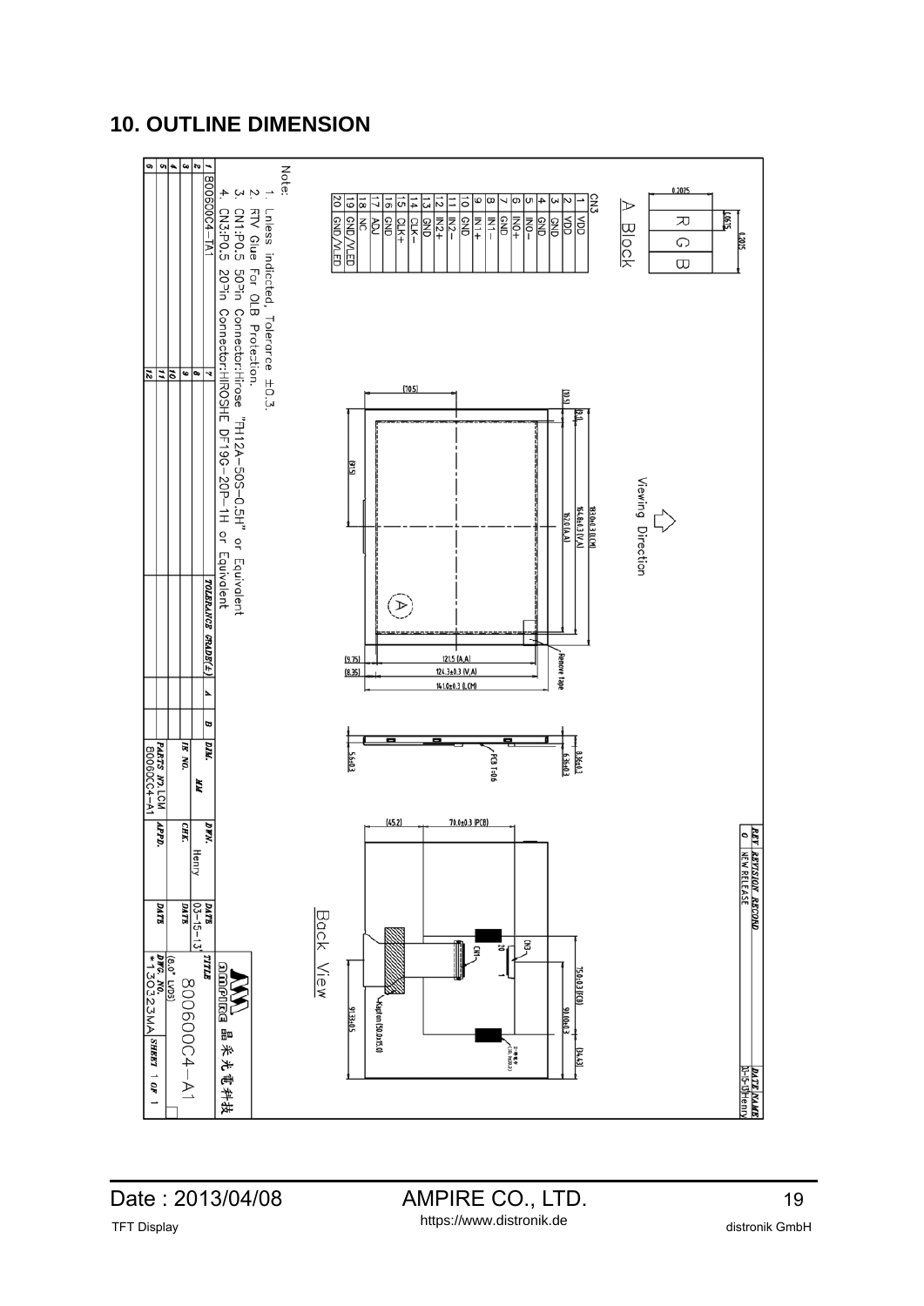## 10. OUTLINE DIMENSION

Note:

1. Unless indicated, Tolerance ±0.3.
2. RTV Glue For OLB Protection.
3. CN1:P0.5 50Pin Connector:Hirose "FH12A-50S-0.5H" or Equivalent
4. CN3:P0.5 20Pin Connector:HIROSHE DF19G-20P-1H or Equivalent

A Block

0.2025

0.0675

0.2025

R G B

| CN3 | |
|---|---|
| 1 | VDD |
| 2 | VDD |
| 3 | GND |
| 4 | GND |
| 5 | IN0- |
| 6 | IN0+ |
| 7 | GND |
| 8 | IN1- |
| 9 | IN1+ |
| 10 | GND |
| 11 | IN2- |
| 12 | IN2+ |
| 13 | GND |
| 14 | CLK- |
| 15 | CLK+ |
| 16 | GND |
| 17 | ADJ |
| 18 | NC |
| 19 | GND/VLED |
| 20 | GND/VLED |

Viewing Direction

(10.5)

(10.5)

(9.1)

(8.15)

183.0±0.3 (LCM)

164.8±0.3 (V.A)

162.0 (A.A)

(9.75)

(8.35)

121.5 (A.A)

124.3±0.3 (V.A)

141.0±0.3 (LCM)

Remove tape

5.6±0.3

PCB T=0.6

8.36±0.1

6.36±0.3

(45.2)

70.0±0.3 (PCB)

75.0±0.3 (PCB)

91.00±0.3

(34.43)

9.13±0.5

Kapton (50.0x15.0)

CN1

CN3

Back View

| REV | REVISION RECORD | DATE | NAME |
|---|---|---|---|
| 0 | NEW RELEASE | 03-15-13 | Henry |

| | | | | | |
|---|---|---|---|---|---|
| 1 | 800600C4-TA1 | 7 | | TOLERANCE GRADE(±) | A B |
| 2 | | 8 | | DIM. | MM |
| 3 | | 9 | | IN NO. | |
| 4 | | 10 | | | |
| 5 | | 11 | | PARTS N? LCM | 800600C4-A1 |
| 6 | | 12 | | | |

| DWN. | Henry | DATE | 03-15-13 | TITLE | ampire 晶采光電科技 |
|---|---|---|---|---|---|
| CHK. | | DATE | | | 800600C4-A1 (8.0" LVDS) |
| APPD. | | DATE | | DWG. NO. | *130323MA SHEET 1 OF 1 |